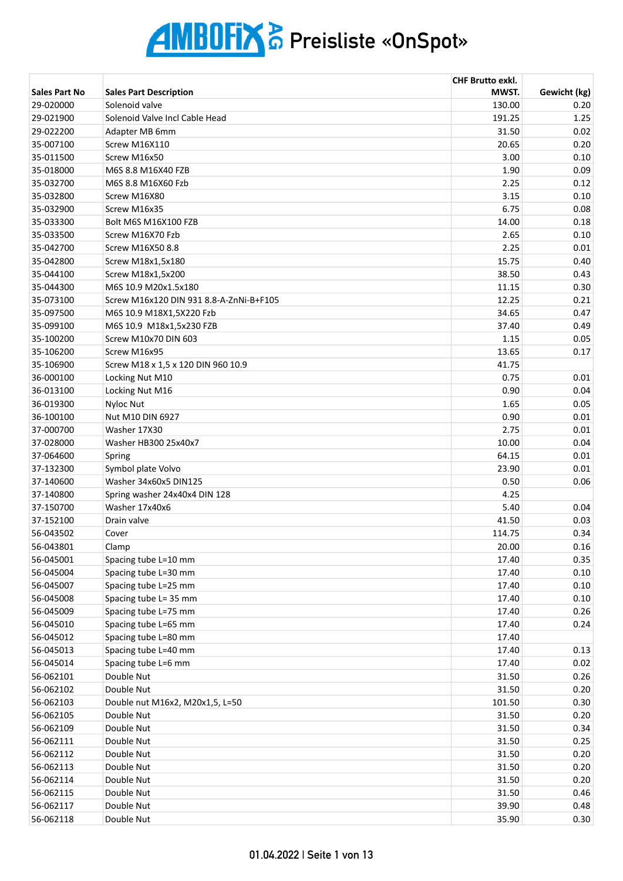# AMBOFIX AG Preisliste «OnSpot»

| Sales Part No | Sales Part Description | CHF Brutto exkl. MWST. | Gewicht (kg) |
|---|---|---|---|
| 29-020000 | Solenoid valve | 130.00 | 0.20 |
| 29-021900 | Solenoid Valve Incl Cable Head | 191.25 | 1.25 |
| 29-022200 | Adapter MB 6mm | 31.50 | 0.02 |
| 35-007100 | Screw M16X110 | 20.65 | 0.20 |
| 35-011500 | Screw M16x50 | 3.00 | 0.10 |
| 35-018000 | M6S 8.8 M16X40 FZB | 1.90 | 0.09 |
| 35-032700 | M6S 8.8 M16X60 Fzb | 2.25 | 0.12 |
| 35-032800 | Screw M16X80 | 3.15 | 0.10 |
| 35-032900 | Screw M16x35 | 6.75 | 0.08 |
| 35-033300 | Bolt M6S M16X100 FZB | 14.00 | 0.18 |
| 35-033500 | Screw M16X70 Fzb | 2.65 | 0.10 |
| 35-042700 | Screw M16X50 8.8 | 2.25 | 0.01 |
| 35-042800 | Screw M18x1,5x180 | 15.75 | 0.40 |
| 35-044100 | Screw M18x1,5x200 | 38.50 | 0.43 |
| 35-044300 | M6S 10.9 M20x1.5x180 | 11.15 | 0.30 |
| 35-073100 | Screw M16x120 DIN 931 8.8-A-ZnNi-B+F105 | 12.25 | 0.21 |
| 35-097500 | M6S 10.9 M18X1,5X220 Fzb | 34.65 | 0.47 |
| 35-099100 | M6S 10.9 M18x1,5x230 FZB | 37.40 | 0.49 |
| 35-100200 | Screw M10x70 DIN 603 | 1.15 | 0.05 |
| 35-106200 | Screw M16x95 | 13.65 | 0.17 |
| 35-106900 | Screw M18 x 1,5 x 120 DIN 960 10.9 | 41.75 | |
| 36-000100 | Locking Nut M10 | 0.75 | 0.01 |
| 36-013100 | Locking Nut M16 | 0.90 | 0.04 |
| 36-019300 | Nyloc Nut | 1.65 | 0.05 |
| 36-100100 | Nut M10 DIN 6927 | 0.90 | 0.01 |
| 37-000700 | Washer 17X30 | 2.75 | 0.01 |
| 37-028000 | Washer HB300 25x40x7 | 10.00 | 0.04 |
| 37-064600 | Spring | 64.15 | 0.01 |
| 37-132300 | Symbol plate Volvo | 23.90 | 0.01 |
| 37-140600 | Washer 34x60x5 DIN125 | 0.50 | 0.06 |
| 37-140800 | Spring washer 24x40x4 DIN 128 | 4.25 | |
| 37-150700 | Washer 17x40x6 | 5.40 | 0.04 |
| 37-152100 | Drain valve | 41.50 | 0.03 |
| 56-043502 | Cover | 114.75 | 0.34 |
| 56-043801 | Clamp | 20.00 | 0.16 |
| 56-045001 | Spacing tube L=10 mm | 17.40 | 0.35 |
| 56-045004 | Spacing tube L=30 mm | 17.40 | 0.10 |
| 56-045007 | Spacing tube L=25 mm | 17.40 | 0.10 |
| 56-045008 | Spacing tube L= 35 mm | 17.40 | 0.10 |
| 56-045009 | Spacing tube L=75 mm | 17.40 | 0.26 |
| 56-045010 | Spacing tube L=65 mm | 17.40 | 0.24 |
| 56-045012 | Spacing tube L=80 mm | 17.40 | |
| 56-045013 | Spacing tube L=40 mm | 17.40 | 0.13 |
| 56-045014 | Spacing tube L=6 mm | 17.40 | 0.02 |
| 56-062101 | Double Nut | 31.50 | 0.26 |
| 56-062102 | Double Nut | 31.50 | 0.20 |
| 56-062103 | Double nut M16x2, M20x1,5, L=50 | 101.50 | 0.30 |
| 56-062105 | Double Nut | 31.50 | 0.20 |
| 56-062109 | Double Nut | 31.50 | 0.34 |
| 56-062111 | Double Nut | 31.50 | 0.25 |
| 56-062112 | Double Nut | 31.50 | 0.20 |
| 56-062113 | Double Nut | 31.50 | 0.20 |
| 56-062114 | Double Nut | 31.50 | 0.20 |
| 56-062115 | Double Nut | 31.50 | 0.46 |
| 56-062117 | Double Nut | 39.90 | 0.48 |
| 56-062118 | Double Nut | 35.90 | 0.30 |

01.04.2022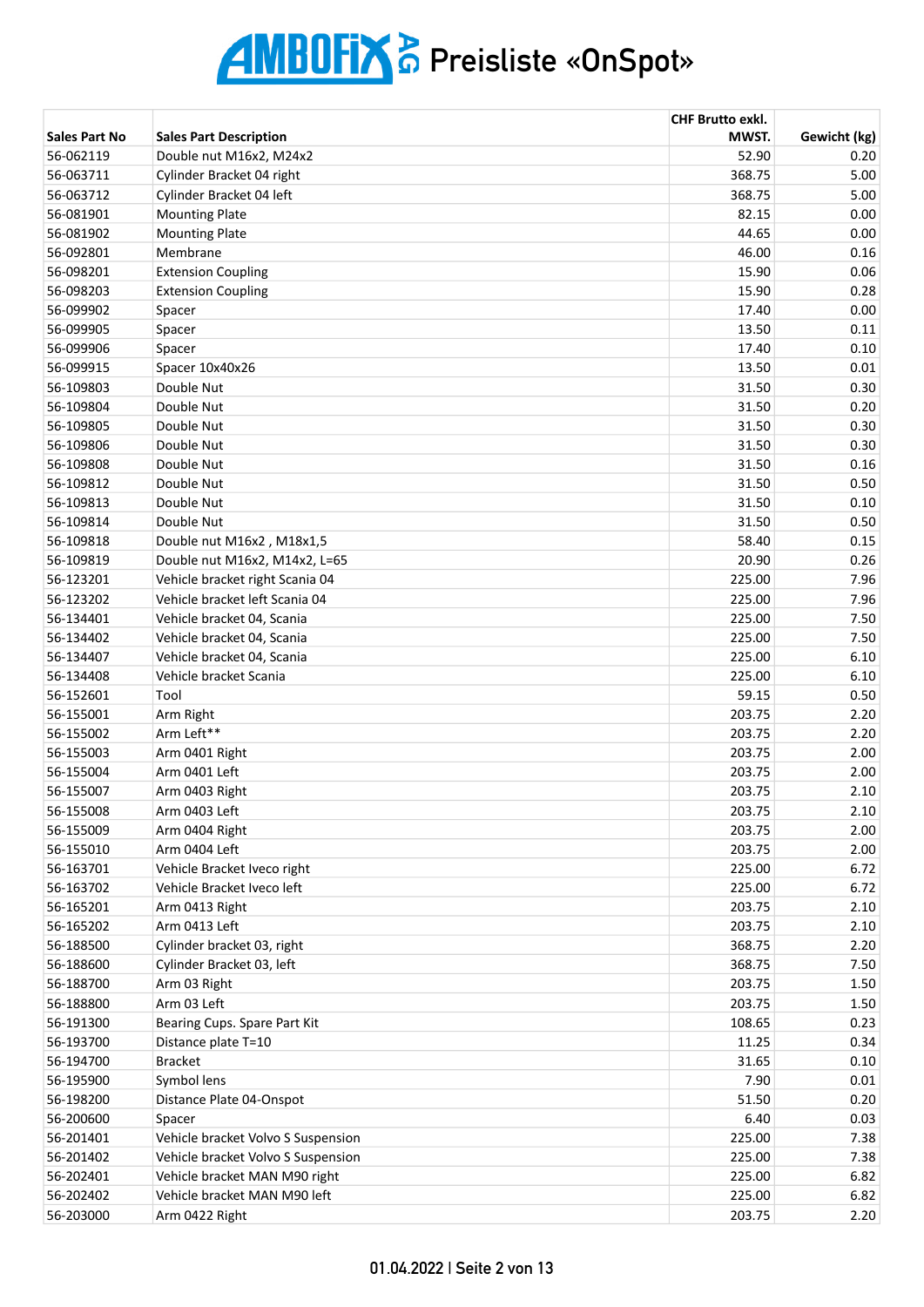# AMBOFIX AG Preisliste «OnSpot»

| Sales Part No | Sales Part Description | CHF Brutto exkl. MWST. | Gewicht (kg) |
|---|---|---|---|
| 56-062119 | Double nut M16x2, M24x2 | 52.90 | 0.20 |
| 56-063711 | Cylinder Bracket 04 right | 368.75 | 5.00 |
| 56-063712 | Cylinder Bracket 04 left | 368.75 | 5.00 |
| 56-081901 | Mounting Plate | 82.15 | 0.00 |
| 56-081902 | Mounting Plate | 44.65 | 0.00 |
| 56-092801 | Membrane | 46.00 | 0.16 |
| 56-098201 | Extension Coupling | 15.90 | 0.06 |
| 56-098203 | Extension Coupling | 15.90 | 0.28 |
| 56-099902 | Spacer | 17.40 | 0.00 |
| 56-099905 | Spacer | 13.50 | 0.11 |
| 56-099906 | Spacer | 17.40 | 0.10 |
| 56-099915 | Spacer 10x40x26 | 13.50 | 0.01 |
| 56-109803 | Double Nut | 31.50 | 0.30 |
| 56-109804 | Double Nut | 31.50 | 0.20 |
| 56-109805 | Double Nut | 31.50 | 0.30 |
| 56-109806 | Double Nut | 31.50 | 0.30 |
| 56-109808 | Double Nut | 31.50 | 0.16 |
| 56-109812 | Double Nut | 31.50 | 0.50 |
| 56-109813 | Double Nut | 31.50 | 0.10 |
| 56-109814 | Double Nut | 31.50 | 0.50 |
| 56-109818 | Double nut M16x2 , M18x1,5 | 58.40 | 0.15 |
| 56-109819 | Double nut M16x2, M14x2, L=65 | 20.90 | 0.26 |
| 56-123201 | Vehicle bracket right Scania 04 | 225.00 | 7.96 |
| 56-123202 | Vehicle bracket left Scania 04 | 225.00 | 7.96 |
| 56-134401 | Vehicle bracket 04, Scania | 225.00 | 7.50 |
| 56-134402 | Vehicle bracket 04, Scania | 225.00 | 7.50 |
| 56-134407 | Vehicle bracket 04, Scania | 225.00 | 6.10 |
| 56-134408 | Vehicle bracket Scania | 225.00 | 6.10 |
| 56-152601 | Tool | 59.15 | 0.50 |
| 56-155001 | Arm Right | 203.75 | 2.20 |
| 56-155002 | Arm Left** | 203.75 | 2.20 |
| 56-155003 | Arm 0401 Right | 203.75 | 2.00 |
| 56-155004 | Arm 0401 Left | 203.75 | 2.00 |
| 56-155007 | Arm 0403 Right | 203.75 | 2.10 |
| 56-155008 | Arm 0403 Left | 203.75 | 2.10 |
| 56-155009 | Arm 0404 Right | 203.75 | 2.00 |
| 56-155010 | Arm 0404 Left | 203.75 | 2.00 |
| 56-163701 | Vehicle Bracket Iveco right | 225.00 | 6.72 |
| 56-163702 | Vehicle Bracket Iveco left | 225.00 | 6.72 |
| 56-165201 | Arm 0413 Right | 203.75 | 2.10 |
| 56-165202 | Arm 0413 Left | 203.75 | 2.10 |
| 56-188500 | Cylinder bracket 03, right | 368.75 | 2.20 |
| 56-188600 | Cylinder Bracket 03, left | 368.75 | 7.50 |
| 56-188700 | Arm 03 Right | 203.75 | 1.50 |
| 56-188800 | Arm 03 Left | 203.75 | 1.50 |
| 56-191300 | Bearing Cups. Spare Part Kit | 108.65 | 0.23 |
| 56-193700 | Distance plate T=10 | 11.25 | 0.34 |
| 56-194700 | Bracket | 31.65 | 0.10 |
| 56-195900 | Symbol lens | 7.90 | 0.01 |
| 56-198200 | Distance Plate 04-Onspot | 51.50 | 0.20 |
| 56-200600 | Spacer | 6.40 | 0.03 |
| 56-201401 | Vehicle bracket Volvo S Suspension | 225.00 | 7.38 |
| 56-201402 | Vehicle bracket Volvo S Suspension | 225.00 | 7.38 |
| 56-202401 | Vehicle bracket MAN M90 right | 225.00 | 6.82 |
| 56-202402 | Vehicle bracket MAN M90 left | 225.00 | 6.82 |
| 56-203000 | Arm 0422 Right | 203.75 | 2.20 |

01.04.2022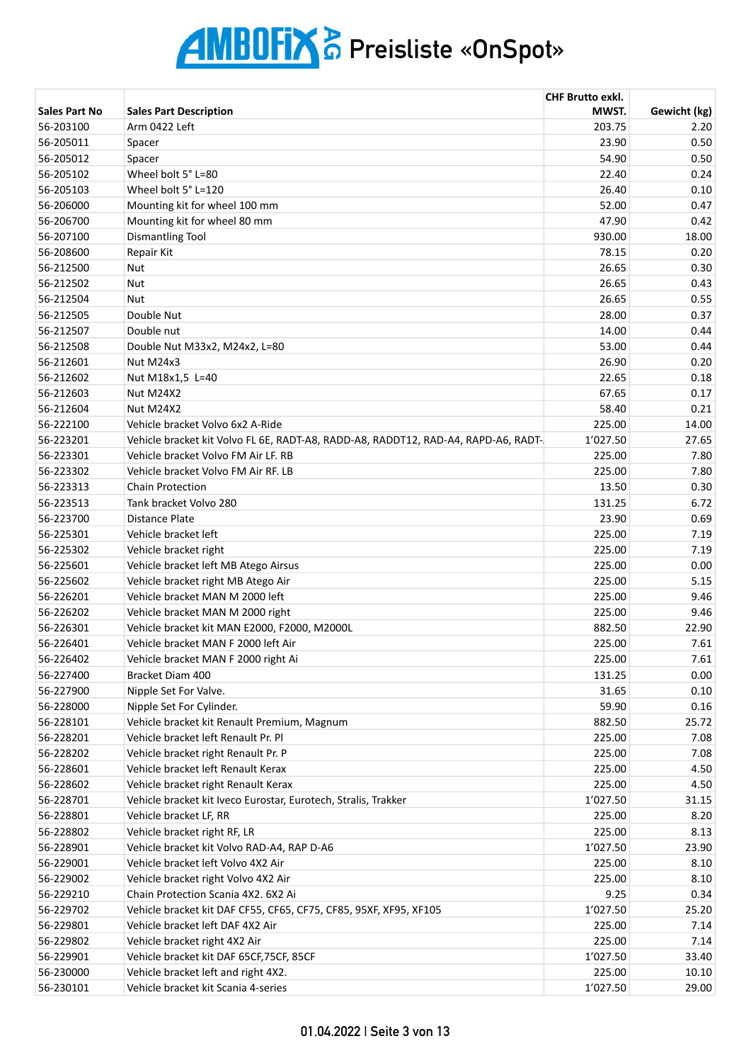# AMBOFIX AG Preisliste «OnSpot»

| Sales Part No | Sales Part Description | CHF Brutto exkl. MWST. | Gewicht (kg) |
|---|---|---|---|
| 56-203100 | Arm 0422 Left | 203.75 | 2.20 |
| 56-205011 | Spacer | 23.90 | 0.50 |
| 56-205012 | Spacer | 54.90 | 0.50 |
| 56-205102 | Wheel bolt 5° L=80 | 22.40 | 0.24 |
| 56-205103 | Wheel bolt 5° L=120 | 26.40 | 0.10 |
| 56-206000 | Mounting kit for wheel 100 mm | 52.00 | 0.47 |
| 56-206700 | Mounting kit for wheel 80 mm | 47.90 | 0.42 |
| 56-207100 | Dismantling Tool | 930.00 | 18.00 |
| 56-208600 | Repair Kit | 78.15 | 0.20 |
| 56-212500 | Nut | 26.65 | 0.30 |
| 56-212502 | Nut | 26.65 | 0.43 |
| 56-212504 | Nut | 26.65 | 0.55 |
| 56-212505 | Double Nut | 28.00 | 0.37 |
| 56-212507 | Double nut | 14.00 | 0.44 |
| 56-212508 | Double Nut M33x2, M24x2, L=80 | 53.00 | 0.44 |
| 56-212601 | Nut M24x3 | 26.90 | 0.20 |
| 56-212602 | Nut M18x1,5 L=40 | 22.65 | 0.18 |
| 56-212603 | Nut M24X2 | 67.65 | 0.17 |
| 56-212604 | Nut M24X2 | 58.40 | 0.21 |
| 56-222100 | Vehicle bracket Volvo 6x2 A-Ride | 225.00 | 14.00 |
| 56-223201 | Vehicle bracket kit Volvo FL 6E, RADT-A8, RADD-A8, RADDT12, RAD-A4, RAPD-A6, RADT- | 1'027.50 | 27.65 |
| 56-223301 | Vehicle bracket Volvo FM Air LF. RB | 225.00 | 7.80 |
| 56-223302 | Vehicle bracket Volvo FM Air RF. LB | 225.00 | 7.80 |
| 56-223313 | Chain Protection | 13.50 | 0.30 |
| 56-223513 | Tank bracket Volvo 280 | 131.25 | 6.72 |
| 56-223700 | Distance Plate | 23.90 | 0.69 |
| 56-225301 | Vehicle bracket left | 225.00 | 7.19 |
| 56-225302 | Vehicle bracket right | 225.00 | 7.19 |
| 56-225601 | Vehicle bracket left MB Atego Airsus | 225.00 | 0.00 |
| 56-225602 | Vehicle bracket right MB Atego Air | 225.00 | 5.15 |
| 56-226201 | Vehicle bracket MAN M 2000 left | 225.00 | 9.46 |
| 56-226202 | Vehicle bracket MAN M 2000 right | 225.00 | 9.46 |
| 56-226301 | Vehicle bracket kit MAN E2000, F2000, M2000L | 882.50 | 22.90 |
| 56-226401 | Vehicle bracket MAN F 2000 left Air | 225.00 | 7.61 |
| 56-226402 | Vehicle bracket MAN F 2000 right Ai | 225.00 | 7.61 |
| 56-227400 | Bracket Diam 400 | 131.25 | 0.00 |
| 56-227900 | Nipple Set For Valve. | 31.65 | 0.10 |
| 56-228000 | Nipple Set For Cylinder. | 59.90 | 0.16 |
| 56-228101 | Vehicle bracket kit Renault Premium, Magnum | 882.50 | 25.72 |
| 56-228201 | Vehicle bracket left Renault Pr. Pl | 225.00 | 7.08 |
| 56-228202 | Vehicle bracket right Renault Pr. P | 225.00 | 7.08 |
| 56-228601 | Vehicle bracket left Renault Kerax | 225.00 | 4.50 |
| 56-228602 | Vehicle bracket right Renault Kerax | 225.00 | 4.50 |
| 56-228701 | Vehicle bracket kit Iveco Eurostar, Eurotech, Stralis, Trakker | 1'027.50 | 31.15 |
| 56-228801 | Vehicle bracket LF, RR | 225.00 | 8.20 |
| 56-228802 | Vehicle bracket right RF, LR | 225.00 | 8.13 |
| 56-228901 | Vehicle bracket kit Volvo RAD-A4, RAP D-A6 | 1'027.50 | 23.90 |
| 56-229001 | Vehicle bracket left Volvo 4X2 Air | 225.00 | 8.10 |
| 56-229002 | Vehicle bracket right Volvo 4X2 Air | 225.00 | 8.10 |
| 56-229210 | Chain Protection Scania 4X2. 6X2 Ai | 9.25 | 0.34 |
| 56-229702 | Vehicle bracket kit DAF CF55, CF65, CF75, CF85, 95XF, XF95, XF105 | 1'027.50 | 25.20 |
| 56-229801 | Vehicle bracket left DAF 4X2 Air | 225.00 | 7.14 |
| 56-229802 | Vehicle bracket right 4X2 Air | 225.00 | 7.14 |
| 56-229901 | Vehicle bracket kit DAF 65CF,75CF, 85CF | 1'027.50 | 33.40 |
| 56-230000 | Vehicle bracket left and right 4X2. | 225.00 | 10.10 |
| 56-230101 | Vehicle bracket kit Scania 4-series | 1'027.50 | 29.00 |

01.04.2022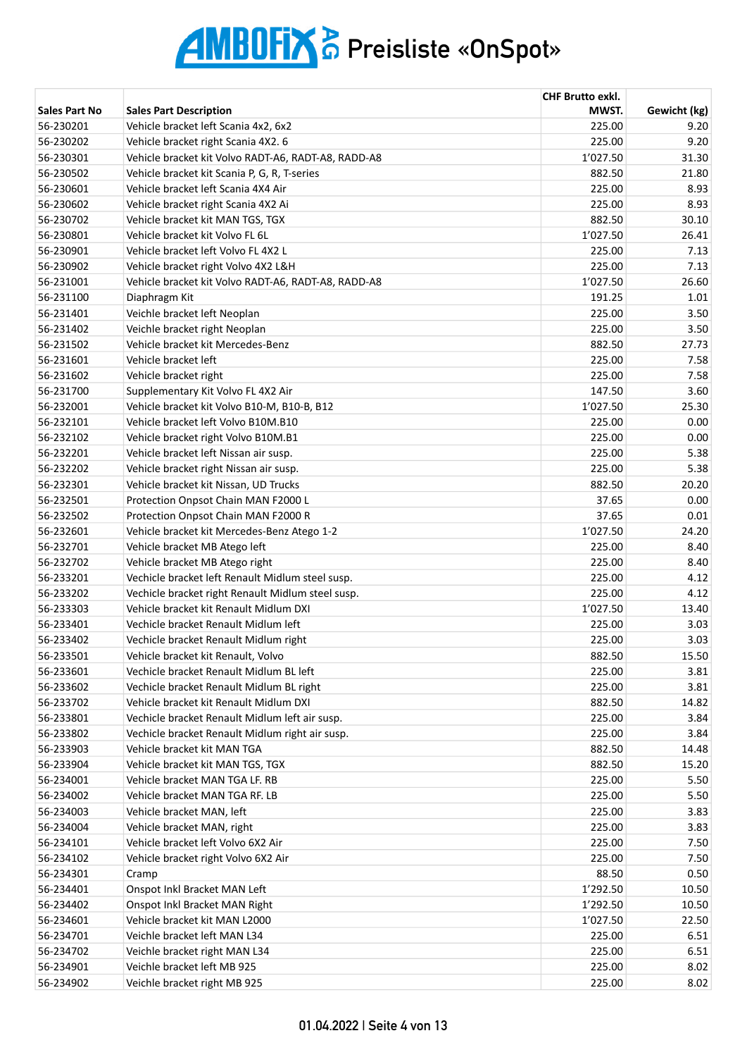# AMBOFIX AG Preisliste «OnSpot»

| Sales Part No | Sales Part Description | CHF Brutto exkl. MWST. | Gewicht (kg) |
|---|---|---|---|
| 56-230201 | Vehicle bracket left Scania 4x2, 6x2 | 225.00 | 9.20 |
| 56-230202 | Vehicle bracket right Scania 4X2. 6 | 225.00 | 9.20 |
| 56-230301 | Vehicle bracket kit Volvo RADT-A6, RADT-A8, RADD-A8 | 1'027.50 | 31.30 |
| 56-230502 | Vehicle bracket kit Scania P, G, R, T-series | 882.50 | 21.80 |
| 56-230601 | Vehicle bracket left Scania 4X4 Air | 225.00 | 8.93 |
| 56-230602 | Vehicle bracket right Scania 4X2 Ai | 225.00 | 8.93 |
| 56-230702 | Vehicle bracket kit MAN TGS, TGX | 882.50 | 30.10 |
| 56-230801 | Vehicle bracket kit Volvo FL 6L | 1'027.50 | 26.41 |
| 56-230901 | Vehicle bracket left Volvo FL 4X2 L | 225.00 | 7.13 |
| 56-230902 | Vehicle bracket right Volvo 4X2 L&H | 225.00 | 7.13 |
| 56-231001 | Vehicle bracket kit Volvo RADT-A6, RADT-A8, RADD-A8 | 1'027.50 | 26.60 |
| 56-231100 | Diaphragm Kit | 191.25 | 1.01 |
| 56-231401 | Veichle bracket left Neoplan | 225.00 | 3.50 |
| 56-231402 | Veichle bracket right Neoplan | 225.00 | 3.50 |
| 56-231502 | Vehicle bracket kit Mercedes-Benz | 882.50 | 27.73 |
| 56-231601 | Vehicle bracket left | 225.00 | 7.58 |
| 56-231602 | Vehicle bracket right | 225.00 | 7.58 |
| 56-231700 | Supplementary Kit Volvo FL 4X2 Air | 147.50 | 3.60 |
| 56-232001 | Vehicle bracket kit Volvo B10-M, B10-B, B12 | 1'027.50 | 25.30 |
| 56-232101 | Vehicle bracket left Volvo B10M.B10 | 225.00 | 0.00 |
| 56-232102 | Vehicle bracket right Volvo B10M.B1 | 225.00 | 0.00 |
| 56-232201 | Vehicle bracket left Nissan air susp. | 225.00 | 5.38 |
| 56-232202 | Vehicle bracket right Nissan air susp. | 225.00 | 5.38 |
| 56-232301 | Vehicle bracket kit Nissan, UD Trucks | 882.50 | 20.20 |
| 56-232501 | Protection Onpsot Chain MAN F2000 L | 37.65 | 0.00 |
| 56-232502 | Protection Onpsot Chain MAN F2000 R | 37.65 | 0.01 |
| 56-232601 | Vehicle bracket kit Mercedes-Benz Atego 1-2 | 1'027.50 | 24.20 |
| 56-232701 | Vehicle bracket MB Atego left | 225.00 | 8.40 |
| 56-232702 | Vehicle bracket MB Atego right | 225.00 | 8.40 |
| 56-233201 | Vechicle bracket left Renault Midlum steel susp. | 225.00 | 4.12 |
| 56-233202 | Vechicle bracket right Renault Midlum steel susp. | 225.00 | 4.12 |
| 56-233303 | Vehicle bracket kit Renault Midlum DXI | 1'027.50 | 13.40 |
| 56-233401 | Vechicle bracket Renault Midlum left | 225.00 | 3.03 |
| 56-233402 | Vechicle bracket Renault Midlum right | 225.00 | 3.03 |
| 56-233501 | Vehicle bracket kit Renault, Volvo | 882.50 | 15.50 |
| 56-233601 | Vechicle bracket Renault Midlum BL left | 225.00 | 3.81 |
| 56-233602 | Vechicle bracket Renault Midlum BL right | 225.00 | 3.81 |
| 56-233702 | Vehicle bracket kit Renault Midlum DXI | 882.50 | 14.82 |
| 56-233801 | Vechicle bracket Renault Midlum left air susp. | 225.00 | 3.84 |
| 56-233802 | Vechicle bracket Renault Midlum right air susp. | 225.00 | 3.84 |
| 56-233903 | Vehicle bracket kit MAN TGA | 882.50 | 14.48 |
| 56-233904 | Vehicle bracket kit MAN TGS, TGX | 882.50 | 15.20 |
| 56-234001 | Vehicle bracket MAN TGA LF. RB | 225.00 | 5.50 |
| 56-234002 | Vehicle bracket MAN TGA RF. LB | 225.00 | 5.50 |
| 56-234003 | Vehicle bracket MAN, left | 225.00 | 3.83 |
| 56-234004 | Vehicle bracket MAN, right | 225.00 | 3.83 |
| 56-234101 | Vehicle bracket left Volvo 6X2 Air | 225.00 | 7.50 |
| 56-234102 | Vehicle bracket right Volvo 6X2 Air | 225.00 | 7.50 |
| 56-234301 | Cramp | 88.50 | 0.50 |
| 56-234401 | Onspot Inkl Bracket MAN Left | 1'292.50 | 10.50 |
| 56-234402 | Onspot Inkl Bracket MAN Right | 1'292.50 | 10.50 |
| 56-234601 | Vehicle bracket kit MAN L2000 | 1'027.50 | 22.50 |
| 56-234701 | Veichle bracket left MAN L34 | 225.00 | 6.51 |
| 56-234702 | Veichle bracket right MAN L34 | 225.00 | 6.51 |
| 56-234901 | Veichle bracket left MB 925 | 225.00 | 8.02 |
| 56-234902 | Veichle bracket right MB 925 | 225.00 | 8.02 |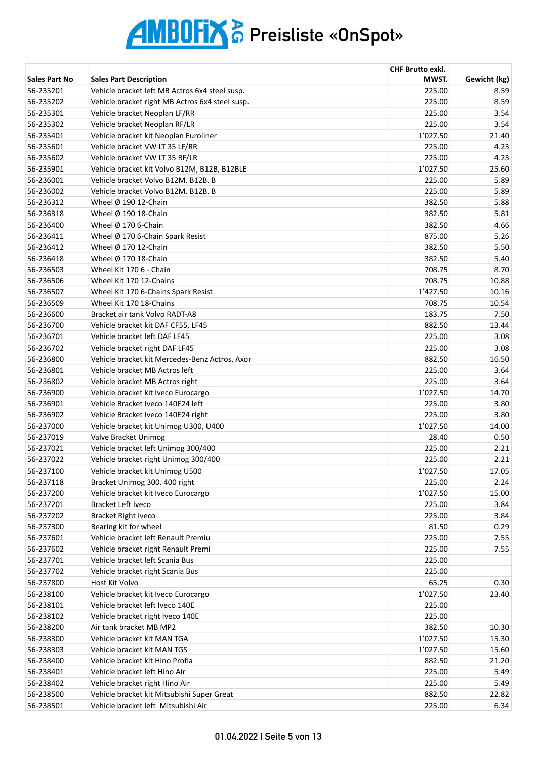# AMBOFIX AG Preisliste «OnSpot»

| Sales Part No | Sales Part Description | CHF Brutto exkl. MWST. | Gewicht (kg) |
|---|---|---|---|
| 56-235201 | Vehicle bracket left MB Actros 6x4 steel susp. | 225.00 | 8.59 |
| 56-235202 | Vehicle bracket right MB Actros 6x4 steel susp. | 225.00 | 8.59 |
| 56-235301 | Vehicle bracket Neoplan LF/RR | 225.00 | 3.54 |
| 56-235302 | Vehicle bracket Neoplan RF/LR | 225.00 | 3.54 |
| 56-235401 | Vehicle bracket kit Neoplan Euroliner | 1'027.50 | 21.40 |
| 56-235601 | Vehicle bracket VW LT 35 LF/RR | 225.00 | 4.23 |
| 56-235602 | Vehicle bracket VW LT 35 RF/LR | 225.00 | 4.23 |
| 56-235901 | Vehicle bracket kit Volvo B12M, B12B, B12BLE | 1'027.50 | 25.60 |
| 56-236001 | Vehicle bracket Volvo B12M. B12B. B | 225.00 | 5.89 |
| 56-236002 | Vehicle bracket Volvo B12M. B12B. B | 225.00 | 5.89 |
| 56-236312 | Wheel Ø 190 12-Chain | 382.50 | 5.88 |
| 56-236318 | Wheel Ø 190 18-Chain | 382.50 | 5.81 |
| 56-236400 | Wheel Ø 170 6-Chain | 382.50 | 4.66 |
| 56-236411 | Wheel Ø 170 6-Chain Spark Resist | 875.00 | 5.26 |
| 56-236412 | Wheel Ø 170 12-Chain | 382.50 | 5.50 |
| 56-236418 | Wheel Ø 170 18-Chain | 382.50 | 5.40 |
| 56-236503 | Wheel Kit 170 6 - Chain | 708.75 | 8.70 |
| 56-236506 | Wheel Kit 170 12-Chains | 708.75 | 10.88 |
| 56-236507 | Wheel Kit 170 6-Chains Spark Resist | 1'427.50 | 10.16 |
| 56-236509 | Wheel Kit 170 18-Chains | 708.75 | 10.54 |
| 56-236600 | Bracket air tank Volvo RADT-A8 | 183.75 | 7.50 |
| 56-236700 | Vehicle bracket kit DAF CF55, LF45 | 882.50 | 13.44 |
| 56-236701 | Vehicle bracket left DAF LF45 | 225.00 | 3.08 |
| 56-236702 | Vehicle bracket right DAF LF45 | 225.00 | 3.08 |
| 56-236800 | Vehicle bracket kit Mercedes-Benz Actros, Axor | 882.50 | 16.50 |
| 56-236801 | Vehicle bracket MB Actros left | 225.00 | 3.64 |
| 56-236802 | Vehicle bracket MB Actros right | 225.00 | 3.64 |
| 56-236900 | Vehicle bracket kit Iveco Eurocargo | 1'027.50 | 14.70 |
| 56-236901 | Vehicle Bracket Iveco 140E24 left | 225.00 | 3.80 |
| 56-236902 | Vehicle Bracket Iveco 140E24 right | 225.00 | 3.80 |
| 56-237000 | Vehicle bracket kit Unimog U300, U400 | 1'027.50 | 14.00 |
| 56-237019 | Valve Bracket Unimog | 28.40 | 0.50 |
| 56-237021 | Vehicle bracket left Unimog 300/400 | 225.00 | 2.21 |
| 56-237022 | Vehicle bracket right Unimog 300/400 | 225.00 | 2.21 |
| 56-237100 | Vehicle bracket kit Unimog U500 | 1'027.50 | 17.05 |
| 56-237118 | Bracket Unimog 300. 400 right | 225.00 | 2.24 |
| 56-237200 | Vehicle bracket kit Iveco Eurocargo | 1'027.50 | 15.00 |
| 56-237201 | Bracket Left Iveco | 225.00 | 3.84 |
| 56-237202 | Bracket Right Iveco | 225.00 | 3.84 |
| 56-237300 | Bearing kit for wheel | 81.50 | 0.29 |
| 56-237601 | Vehicle bracket left Renault Premiu | 225.00 | 7.55 |
| 56-237602 | Vehicle bracket right Renault Premi | 225.00 | 7.55 |
| 56-237701 | Vehicle bracket left Scania Bus | 225.00 | |
| 56-237702 | Vehicle bracket right Scania Bus | 225.00 | |
| 56-237800 | Host Kit Volvo | 65.25 | 0.30 |
| 56-238100 | Vehicle bracket kit Iveco Eurocargo | 1'027.50 | 23.40 |
| 56-238101 | Vehicle bracket left Iveco 140E | 225.00 | |
| 56-238102 | Vehicle bracket right Iveco 140E | 225.00 | |
| 56-238200 | Air tank bracket MB MP2 | 382.50 | 10.30 |
| 56-238300 | Vehicle bracket kit MAN TGA | 1'027.50 | 15.30 |
| 56-238303 | Vehicle bracket kit MAN TGS | 1'027.50 | 15.60 |
| 56-238400 | Vehicle bracket kit Hino Profia | 882.50 | 21.20 |
| 56-238401 | Vehicle bracket left Hino Air | 225.00 | 5.49 |
| 56-238402 | Vehicle bracket right Hino Air | 225.00 | 5.49 |
| 56-238500 | Vehicle bracket kit Mitsubishi Super Great | 882.50 | 22.82 |
| 56-238501 | Vehicle bracket left Mitsubishi Air | 225.00 | 6.34 |

01.04.2022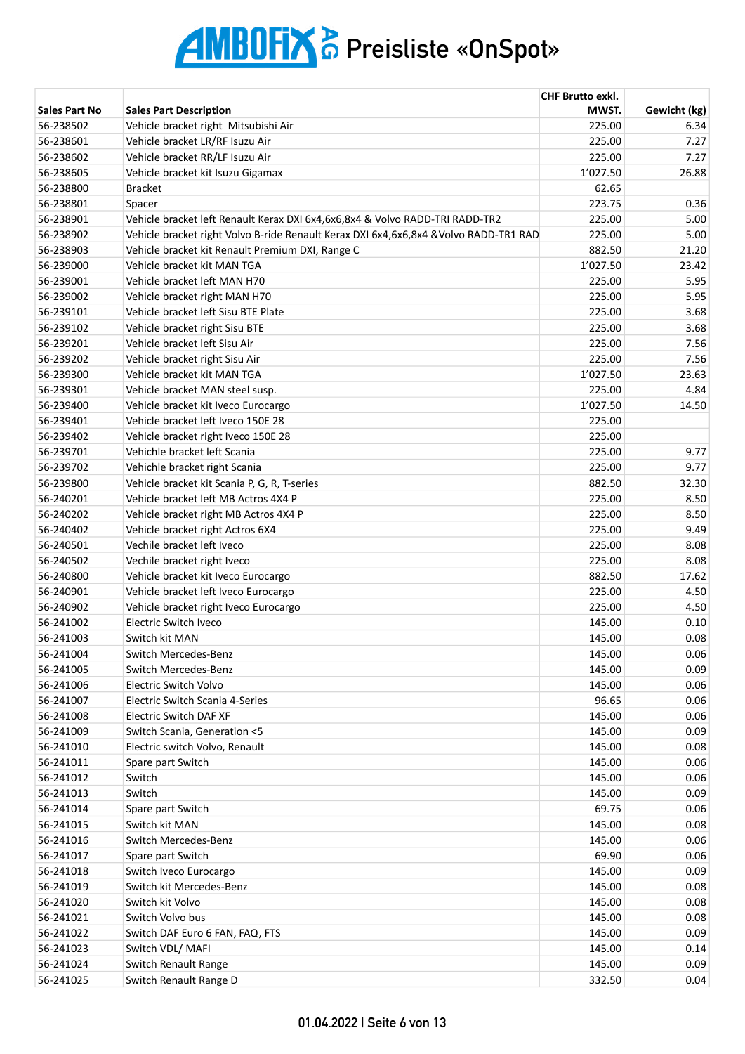# AMBOFIX AG Preisliste «OnSpot»

| Sales Part No | Sales Part Description | CHF Brutto exkl. MWST. | Gewicht (kg) |
|---|---|---|---|
| 56-238502 | Vehicle bracket right  Mitsubishi Air | 225.00 | 6.34 |
| 56-238601 | Vehicle bracket LR/RF Isuzu Air | 225.00 | 7.27 |
| 56-238602 | Vehicle bracket RR/LF Isuzu Air | 225.00 | 7.27 |
| 56-238605 | Vehicle bracket kit Isuzu Gigamax | 1'027.50 | 26.88 |
| 56-238800 | Bracket | 62.65 | |
| 56-238801 | Spacer | 223.75 | 0.36 |
| 56-238901 | Vehicle bracket left Renault Kerax DXI 6x4,6x6,8x4 & Volvo RADD-TRI RADD-TR2 | 225.00 | 5.00 |
| 56-238902 | Vehicle bracket right Volvo B-ride Renault Kerax DXI 6x4,6x6,8x4 &Volvo RADD-TR1 RAD | 225.00 | 5.00 |
| 56-238903 | Vehicle bracket kit Renault Premium DXI, Range C | 882.50 | 21.20 |
| 56-239000 | Vehicle bracket kit MAN TGA | 1'027.50 | 23.42 |
| 56-239001 | Vehicle bracket left MAN H70 | 225.00 | 5.95 |
| 56-239002 | Vehicle bracket right MAN H70 | 225.00 | 5.95 |
| 56-239101 | Vehicle bracket left Sisu BTE Plate | 225.00 | 3.68 |
| 56-239102 | Vehicle bracket right Sisu BTE | 225.00 | 3.68 |
| 56-239201 | Vehicle bracket left Sisu Air | 225.00 | 7.56 |
| 56-239202 | Vehicle bracket right Sisu Air | 225.00 | 7.56 |
| 56-239300 | Vehicle bracket kit MAN TGA | 1'027.50 | 23.63 |
| 56-239301 | Vehicle bracket MAN steel susp. | 225.00 | 4.84 |
| 56-239400 | Vehicle bracket kit Iveco Eurocargo | 1'027.50 | 14.50 |
| 56-239401 | Vehicle bracket left Iveco 150E 28 | 225.00 | |
| 56-239402 | Vehicle bracket right Iveco 150E 28 | 225.00 | |
| 56-239701 | Vehichle bracket left Scania | 225.00 | 9.77 |
| 56-239702 | Vehichle bracket right Scania | 225.00 | 9.77 |
| 56-239800 | Vehicle bracket kit Scania P, G, R, T-series | 882.50 | 32.30 |
| 56-240201 | Vehicle bracket left MB Actros 4X4 P | 225.00 | 8.50 |
| 56-240202 | Vehicle bracket right MB Actros 4X4 P | 225.00 | 8.50 |
| 56-240402 | Vehicle bracket right Actros 6X4 | 225.00 | 9.49 |
| 56-240501 | Vechile bracket left Iveco | 225.00 | 8.08 |
| 56-240502 | Vechile bracket right Iveco | 225.00 | 8.08 |
| 56-240800 | Vehicle bracket kit Iveco Eurocargo | 882.50 | 17.62 |
| 56-240901 | Vehicle bracket left Iveco Eurocargo | 225.00 | 4.50 |
| 56-240902 | Vehicle bracket right Iveco Eurocargo | 225.00 | 4.50 |
| 56-241002 | Electric Switch Iveco | 145.00 | 0.10 |
| 56-241003 | Switch kit MAN | 145.00 | 0.08 |
| 56-241004 | Switch Mercedes-Benz | 145.00 | 0.06 |
| 56-241005 | Switch Mercedes-Benz | 145.00 | 0.09 |
| 56-241006 | Electric Switch Volvo | 145.00 | 0.06 |
| 56-241007 | Electric Switch Scania 4-Series | 96.65 | 0.06 |
| 56-241008 | Electric Switch DAF XF | 145.00 | 0.06 |
| 56-241009 | Switch Scania, Generation <5 | 145.00 | 0.09 |
| 56-241010 | Electric switch Volvo, Renault | 145.00 | 0.08 |
| 56-241011 | Spare part Switch | 145.00 | 0.06 |
| 56-241012 | Switch | 145.00 | 0.06 |
| 56-241013 | Switch | 145.00 | 0.09 |
| 56-241014 | Spare part Switch | 69.75 | 0.06 |
| 56-241015 | Switch kit MAN | 145.00 | 0.08 |
| 56-241016 | Switch Mercedes-Benz | 145.00 | 0.06 |
| 56-241017 | Spare part Switch | 69.90 | 0.06 |
| 56-241018 | Switch Iveco Eurocargo | 145.00 | 0.09 |
| 56-241019 | Switch kit Mercedes-Benz | 145.00 | 0.08 |
| 56-241020 | Switch kit Volvo | 145.00 | 0.08 |
| 56-241021 | Switch Volvo bus | 145.00 | 0.08 |
| 56-241022 | Switch DAF Euro 6 FAN, FAQ, FTS | 145.00 | 0.09 |
| 56-241023 | Switch VDL/ MAFI | 145.00 | 0.14 |
| 56-241024 | Switch Renault Range | 145.00 | 0.09 |
| 56-241025 | Switch Renault Range D | 332.50 | 0.04 |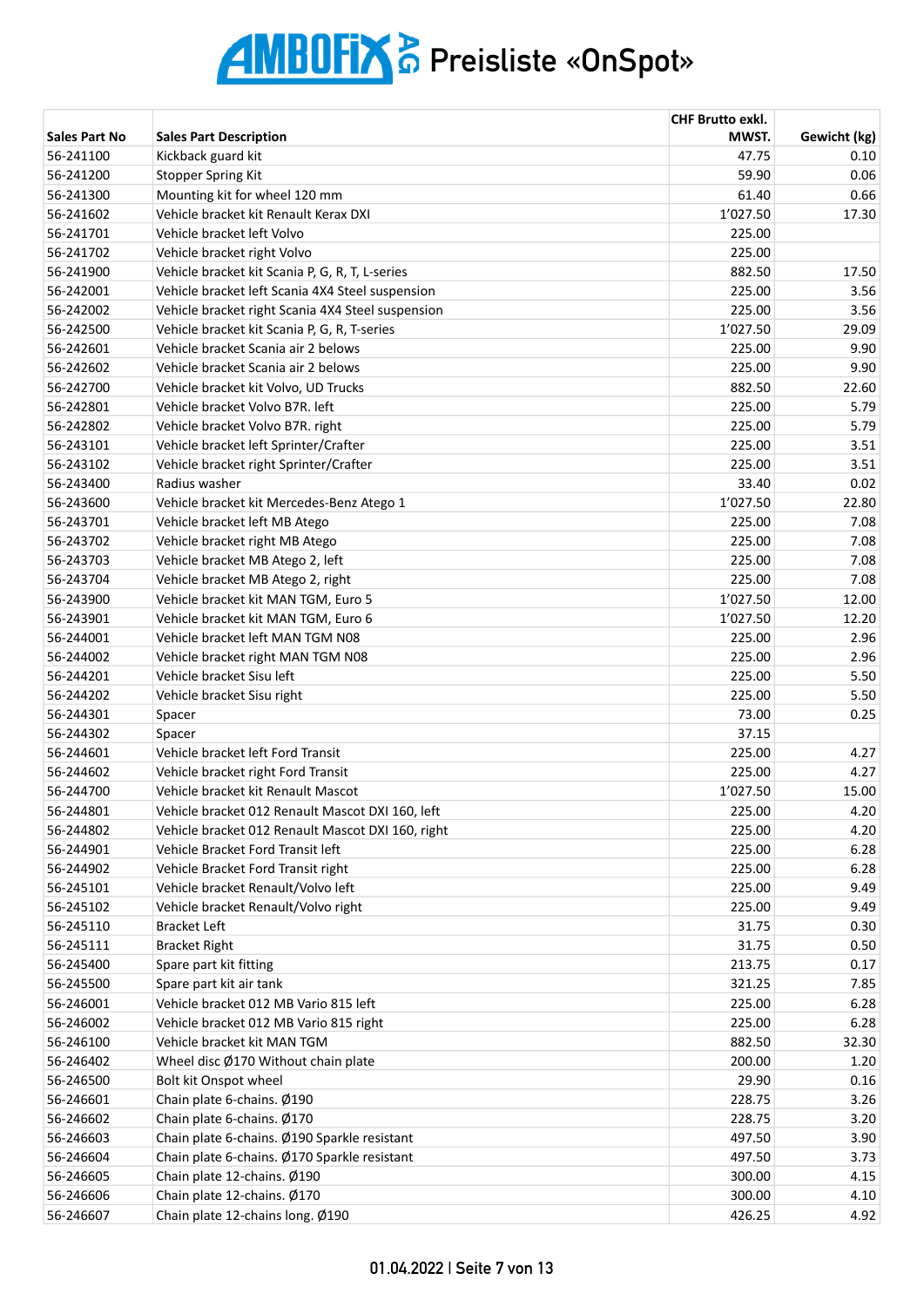# AMBOFIX AG Preisliste «OnSpot»

| Sales Part No | Sales Part Description | CHF Brutto exkl. MWST. | Gewicht (kg) |
|---|---|---|---|
| 56-241100 | Kickback guard kit | 47.75 | 0.10 |
| 56-241200 | Stopper Spring Kit | 59.90 | 0.06 |
| 56-241300 | Mounting kit for wheel 120 mm | 61.40 | 0.66 |
| 56-241602 | Vehicle bracket kit Renault Kerax DXI | 1'027.50 | 17.30 |
| 56-241701 | Vehicle bracket left Volvo | 225.00 | |
| 56-241702 | Vehicle bracket right Volvo | 225.00 | |
| 56-241900 | Vehicle bracket kit Scania P, G, R, T, L-series | 882.50 | 17.50 |
| 56-242001 | Vehicle bracket left Scania 4X4 Steel suspension | 225.00 | 3.56 |
| 56-242002 | Vehicle bracket right Scania 4X4 Steel suspension | 225.00 | 3.56 |
| 56-242500 | Vehicle bracket kit Scania P, G, R, T-series | 1'027.50 | 29.09 |
| 56-242601 | Vehicle bracket Scania air 2 belows | 225.00 | 9.90 |
| 56-242602 | Vehicle bracket Scania air 2 belows | 225.00 | 9.90 |
| 56-242700 | Vehicle bracket kit Volvo, UD Trucks | 882.50 | 22.60 |
| 56-242801 | Vehicle bracket Volvo B7R. left | 225.00 | 5.79 |
| 56-242802 | Vehicle bracket Volvo B7R. right | 225.00 | 5.79 |
| 56-243101 | Vehicle bracket left Sprinter/Crafter | 225.00 | 3.51 |
| 56-243102 | Vehicle bracket right Sprinter/Crafter | 225.00 | 3.51 |
| 56-243400 | Radius washer | 33.40 | 0.02 |
| 56-243600 | Vehicle bracket kit Mercedes-Benz Atego 1 | 1'027.50 | 22.80 |
| 56-243701 | Vehicle bracket left MB Atego | 225.00 | 7.08 |
| 56-243702 | Vehicle bracket right MB Atego | 225.00 | 7.08 |
| 56-243703 | Vehicle bracket MB Atego 2, left | 225.00 | 7.08 |
| 56-243704 | Vehicle bracket MB Atego 2, right | 225.00 | 7.08 |
| 56-243900 | Vehicle bracket kit MAN TGM, Euro 5 | 1'027.50 | 12.00 |
| 56-243901 | Vehicle bracket kit MAN TGM, Euro 6 | 1'027.50 | 12.20 |
| 56-244001 | Vehicle bracket left MAN TGM N08 | 225.00 | 2.96 |
| 56-244002 | Vehicle bracket right MAN TGM N08 | 225.00 | 2.96 |
| 56-244201 | Vehicle bracket Sisu left | 225.00 | 5.50 |
| 56-244202 | Vehicle bracket Sisu right | 225.00 | 5.50 |
| 56-244301 | Spacer | 73.00 | 0.25 |
| 56-244302 | Spacer | 37.15 | |
| 56-244601 | Vehicle bracket left Ford Transit | 225.00 | 4.27 |
| 56-244602 | Vehicle bracket right Ford Transit | 225.00 | 4.27 |
| 56-244700 | Vehicle bracket kit Renault Mascot | 1'027.50 | 15.00 |
| 56-244801 | Vehicle bracket 012 Renault Mascot DXI 160, left | 225.00 | 4.20 |
| 56-244802 | Vehicle bracket 012 Renault Mascot DXI 160, right | 225.00 | 4.20 |
| 56-244901 | Vehicle Bracket Ford Transit left | 225.00 | 6.28 |
| 56-244902 | Vehicle Bracket Ford Transit right | 225.00 | 6.28 |
| 56-245101 | Vehicle bracket Renault/Volvo left | 225.00 | 9.49 |
| 56-245102 | Vehicle bracket Renault/Volvo right | 225.00 | 9.49 |
| 56-245110 | Bracket Left | 31.75 | 0.30 |
| 56-245111 | Bracket Right | 31.75 | 0.50 |
| 56-245400 | Spare part kit fitting | 213.75 | 0.17 |
| 56-245500 | Spare part kit air tank | 321.25 | 7.85 |
| 56-246001 | Vehicle bracket 012 MB Vario 815 left | 225.00 | 6.28 |
| 56-246002 | Vehicle bracket 012 MB Vario 815 right | 225.00 | 6.28 |
| 56-246100 | Vehicle bracket kit MAN TGM | 882.50 | 32.30 |
| 56-246402 | Wheel disc Ø170 Without chain plate | 200.00 | 1.20 |
| 56-246500 | Bolt kit Onspot wheel | 29.90 | 0.16 |
| 56-246601 | Chain plate 6-chains. Ø190 | 228.75 | 3.26 |
| 56-246602 | Chain plate 6-chains. Ø170 | 228.75 | 3.20 |
| 56-246603 | Chain plate 6-chains. Ø190 Sparkle resistant | 497.50 | 3.90 |
| 56-246604 | Chain plate 6-chains. Ø170 Sparkle resistant | 497.50 | 3.73 |
| 56-246605 | Chain plate 12-chains. Ø190 | 300.00 | 4.15 |
| 56-246606 | Chain plate 12-chains. Ø170 | 300.00 | 4.10 |
| 56-246607 | Chain plate 12-chains long. Ø190 | 426.25 | 4.92 |

01.04.2022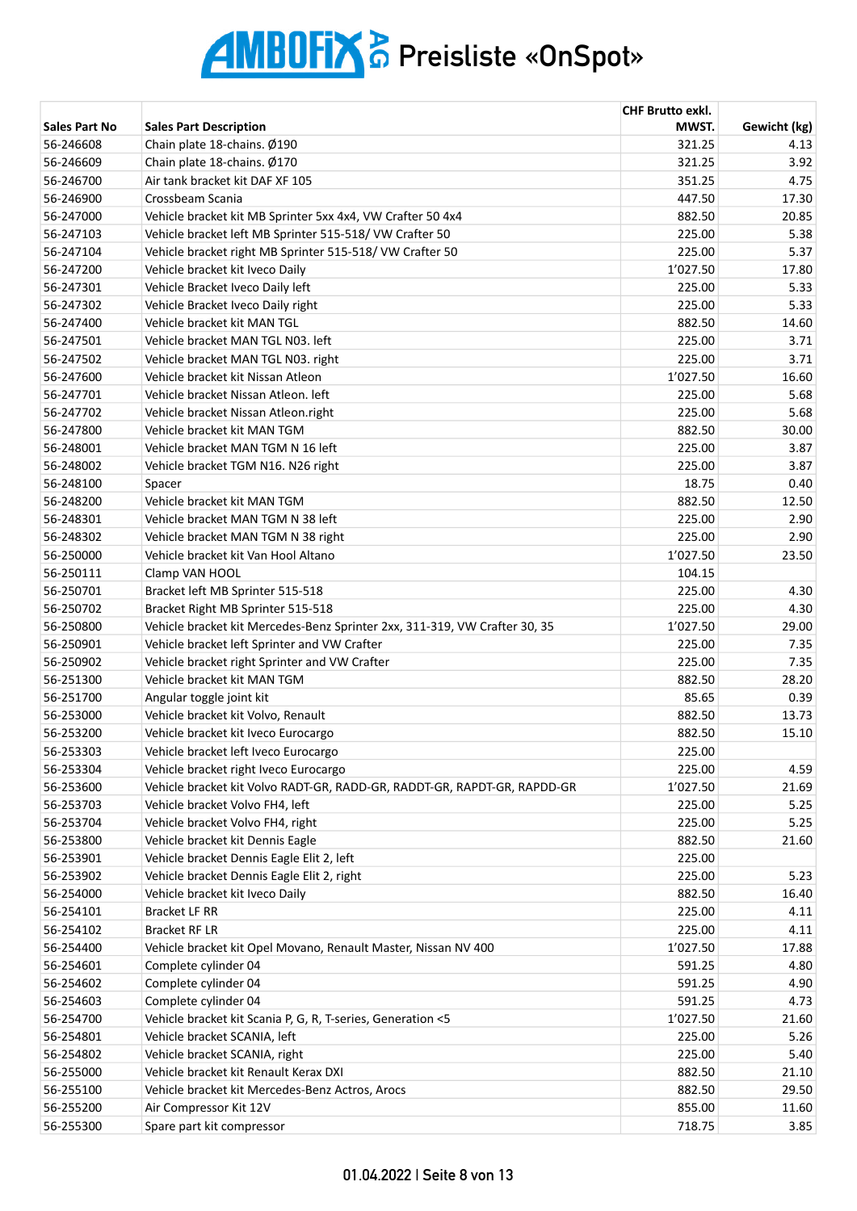# AMBOFIX AG Preisliste «OnSpot»

| Sales Part No | Sales Part Description | CHF Brutto exkl. MWST. | Gewicht (kg) |
|---|---|---|---|
| 56-246608 | Chain plate 18-chains. Ø190 | 321.25 | 4.13 |
| 56-246609 | Chain plate 18-chains. Ø170 | 321.25 | 3.92 |
| 56-246700 | Air tank bracket kit DAF XF 105 | 351.25 | 4.75 |
| 56-246900 | Crossbeam Scania | 447.50 | 17.30 |
| 56-247000 | Vehicle bracket kit MB Sprinter 5xx 4x4, VW Crafter 50 4x4 | 882.50 | 20.85 |
| 56-247103 | Vehicle bracket left MB Sprinter 515-518/ VW Crafter 50 | 225.00 | 5.38 |
| 56-247104 | Vehicle bracket right MB Sprinter 515-518/ VW Crafter 50 | 225.00 | 5.37 |
| 56-247200 | Vehicle bracket kit Iveco Daily | 1'027.50 | 17.80 |
| 56-247301 | Vehicle Bracket Iveco Daily left | 225.00 | 5.33 |
| 56-247302 | Vehicle Bracket Iveco Daily right | 225.00 | 5.33 |
| 56-247400 | Vehicle bracket kit MAN TGL | 882.50 | 14.60 |
| 56-247501 | Vehicle bracket MAN TGL N03. left | 225.00 | 3.71 |
| 56-247502 | Vehicle bracket MAN TGL N03. right | 225.00 | 3.71 |
| 56-247600 | Vehicle bracket kit Nissan Atleon | 1'027.50 | 16.60 |
| 56-247701 | Vehicle bracket Nissan Atleon. left | 225.00 | 5.68 |
| 56-247702 | Vehicle bracket Nissan Atleon.right | 225.00 | 5.68 |
| 56-247800 | Vehicle bracket kit MAN TGM | 882.50 | 30.00 |
| 56-248001 | Vehicle bracket MAN TGM N 16 left | 225.00 | 3.87 |
| 56-248002 | Vehicle bracket TGM N16. N26 right | 225.00 | 3.87 |
| 56-248100 | Spacer | 18.75 | 0.40 |
| 56-248200 | Vehicle bracket kit MAN TGM | 882.50 | 12.50 |
| 56-248301 | Vehicle bracket MAN TGM N 38 left | 225.00 | 2.90 |
| 56-248302 | Vehicle bracket MAN TGM N 38 right | 225.00 | 2.90 |
| 56-250000 | Vehicle bracket kit Van Hool Altano | 1'027.50 | 23.50 |
| 56-250111 | Clamp VAN HOOL | 104.15 | |
| 56-250701 | Bracket left MB Sprinter 515-518 | 225.00 | 4.30 |
| 56-250702 | Bracket Right MB Sprinter 515-518 | 225.00 | 4.30 |
| 56-250800 | Vehicle bracket kit Mercedes-Benz Sprinter 2xx, 311-319, VW Crafter 30, 35 | 1'027.50 | 29.00 |
| 56-250901 | Vehicle bracket left Sprinter and VW Crafter | 225.00 | 7.35 |
| 56-250902 | Vehicle bracket right Sprinter and VW Crafter | 225.00 | 7.35 |
| 56-251300 | Vehicle bracket kit MAN TGM | 882.50 | 28.20 |
| 56-251700 | Angular toggle joint kit | 85.65 | 0.39 |
| 56-253000 | Vehicle bracket kit Volvo, Renault | 882.50 | 13.73 |
| 56-253200 | Vehicle bracket kit Iveco Eurocargo | 882.50 | 15.10 |
| 56-253303 | Vehicle bracket left Iveco Eurocargo | 225.00 | |
| 56-253304 | Vehicle bracket right Iveco Eurocargo | 225.00 | 4.59 |
| 56-253600 | Vehicle bracket kit Volvo RADT-GR, RADD-GR, RADDT-GR, RAPDT-GR, RAPDD-GR | 1'027.50 | 21.69 |
| 56-253703 | Vehicle bracket Volvo FH4, left | 225.00 | 5.25 |
| 56-253704 | Vehicle bracket Volvo FH4, right | 225.00 | 5.25 |
| 56-253800 | Vehicle bracket kit Dennis Eagle | 882.50 | 21.60 |
| 56-253901 | Vehicle bracket Dennis Eagle Elit 2, left | 225.00 | |
| 56-253902 | Vehicle bracket Dennis Eagle Elit 2, right | 225.00 | 5.23 |
| 56-254000 | Vehicle bracket kit Iveco Daily | 882.50 | 16.40 |
| 56-254101 | Bracket LF RR | 225.00 | 4.11 |
| 56-254102 | Bracket RF LR | 225.00 | 4.11 |
| 56-254400 | Vehicle bracket kit Opel Movano, Renault Master, Nissan NV 400 | 1'027.50 | 17.88 |
| 56-254601 | Complete cylinder 04 | 591.25 | 4.80 |
| 56-254602 | Complete cylinder 04 | 591.25 | 4.90 |
| 56-254603 | Complete cylinder 04 | 591.25 | 4.73 |
| 56-254700 | Vehicle bracket kit Scania P, G, R, T-series, Generation <5 | 1'027.50 | 21.60 |
| 56-254801 | Vehicle bracket SCANIA, left | 225.00 | 5.26 |
| 56-254802 | Vehicle bracket SCANIA, right | 225.00 | 5.40 |
| 56-255000 | Vehicle bracket kit Renault Kerax DXI | 882.50 | 21.10 |
| 56-255100 | Vehicle bracket kit Mercedes-Benz Actros, Arocs | 882.50 | 29.50 |
| 56-255200 | Air Compressor Kit 12V | 855.00 | 11.60 |
| 56-255300 | Spare part kit compressor | 718.75 | 3.85 |

01.04.2022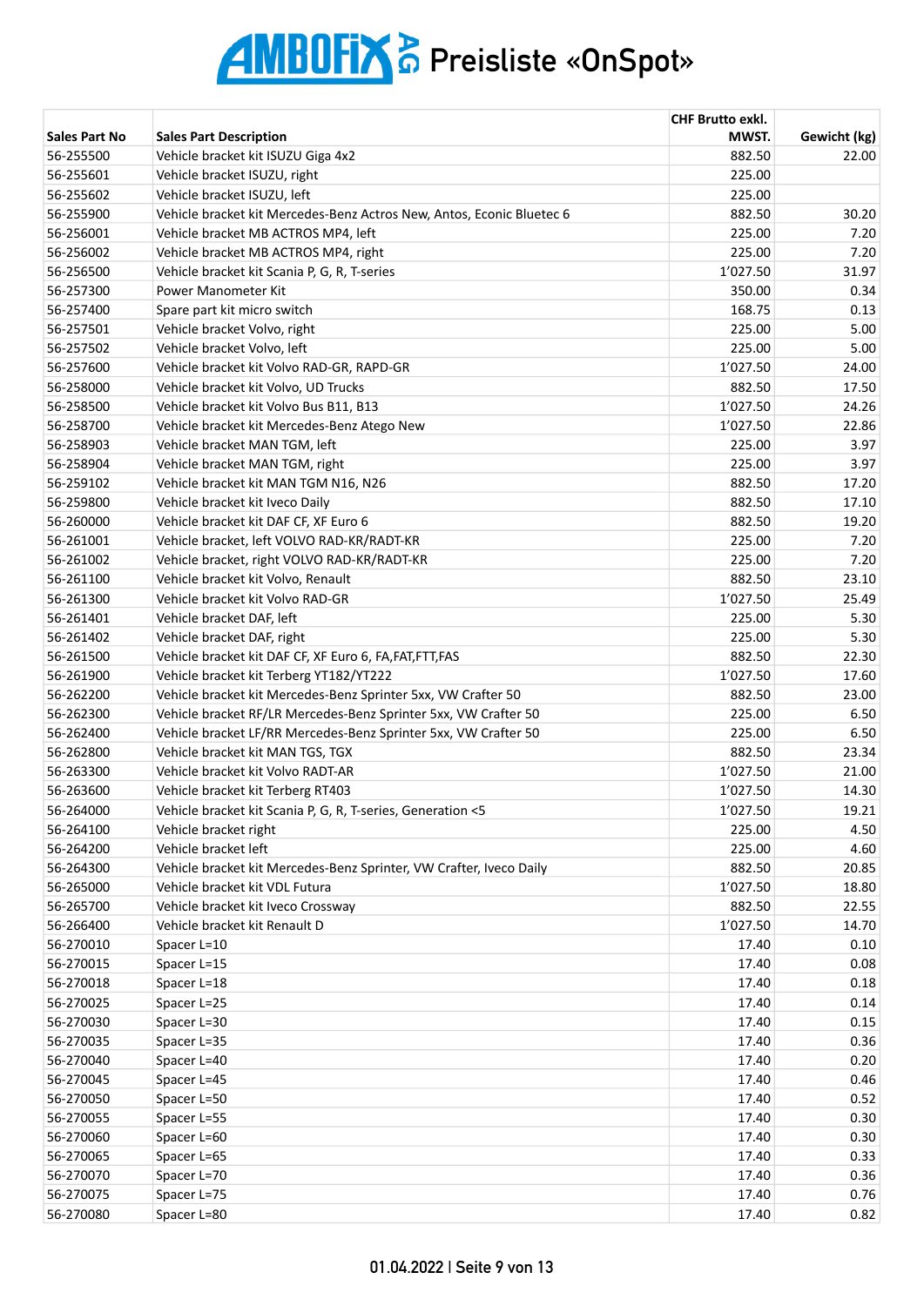# AMBOFIX AG Preisliste «OnSpot»

| Sales Part No | Sales Part Description | CHF Brutto exkl. MWST. | Gewicht (kg) |
|---|---|---|---|
| 56-255500 | Vehicle bracket kit ISUZU Giga 4x2 | 882.50 | 22.00 |
| 56-255601 | Vehicle bracket ISUZU, right | 225.00 | |
| 56-255602 | Vehicle bracket ISUZU, left | 225.00 | |
| 56-255900 | Vehicle bracket kit Mercedes-Benz Actros New, Antos, Econic Bluetec 6 | 882.50 | 30.20 |
| 56-256001 | Vehicle bracket MB ACTROS MP4, left | 225.00 | 7.20 |
| 56-256002 | Vehicle bracket MB ACTROS MP4, right | 225.00 | 7.20 |
| 56-256500 | Vehicle bracket kit Scania P, G, R, T-series | 1'027.50 | 31.97 |
| 56-257300 | Power Manometer Kit | 350.00 | 0.34 |
| 56-257400 | Spare part kit micro switch | 168.75 | 0.13 |
| 56-257501 | Vehicle bracket Volvo, right | 225.00 | 5.00 |
| 56-257502 | Vehicle bracket Volvo, left | 225.00 | 5.00 |
| 56-257600 | Vehicle bracket kit Volvo RAD-GR, RAPD-GR | 1'027.50 | 24.00 |
| 56-258000 | Vehicle bracket kit Volvo, UD Trucks | 882.50 | 17.50 |
| 56-258500 | Vehicle bracket kit Volvo Bus B11, B13 | 1'027.50 | 24.26 |
| 56-258700 | Vehicle bracket kit Mercedes-Benz Atego New | 1'027.50 | 22.86 |
| 56-258903 | Vehicle bracket MAN TGM, left | 225.00 | 3.97 |
| 56-258904 | Vehicle bracket MAN TGM, right | 225.00 | 3.97 |
| 56-259102 | Vehicle bracket kit MAN TGM N16, N26 | 882.50 | 17.20 |
| 56-259800 | Vehicle bracket kit Iveco Daily | 882.50 | 17.10 |
| 56-260000 | Vehicle bracket kit DAF CF, XF Euro 6 | 882.50 | 19.20 |
| 56-261001 | Vehicle bracket, left VOLVO RAD-KR/RADT-KR | 225.00 | 7.20 |
| 56-261002 | Vehicle bracket, right VOLVO RAD-KR/RADT-KR | 225.00 | 7.20 |
| 56-261100 | Vehicle bracket kit Volvo, Renault | 882.50 | 23.10 |
| 56-261300 | Vehicle bracket kit Volvo RAD-GR | 1'027.50 | 25.49 |
| 56-261401 | Vehicle bracket DAF, left | 225.00 | 5.30 |
| 56-261402 | Vehicle bracket DAF, right | 225.00 | 5.30 |
| 56-261500 | Vehicle bracket kit DAF CF, XF Euro 6, FA,FAT,FTT,FAS | 882.50 | 22.30 |
| 56-261900 | Vehicle bracket kit Terberg YT182/YT222 | 1'027.50 | 17.60 |
| 56-262200 | Vehicle bracket kit Mercedes-Benz Sprinter 5xx, VW Crafter 50 | 882.50 | 23.00 |
| 56-262300 | Vehicle bracket RF/LR Mercedes-Benz Sprinter 5xx, VW Crafter 50 | 225.00 | 6.50 |
| 56-262400 | Vehicle bracket LF/RR Mercedes-Benz Sprinter 5xx, VW Crafter 50 | 225.00 | 6.50 |
| 56-262800 | Vehicle bracket kit MAN TGS, TGX | 882.50 | 23.34 |
| 56-263300 | Vehicle bracket kit Volvo RADT-AR | 1'027.50 | 21.00 |
| 56-263600 | Vehicle bracket kit Terberg RT403 | 1'027.50 | 14.30 |
| 56-264000 | Vehicle bracket kit Scania P, G, R, T-series, Generation <5 | 1'027.50 | 19.21 |
| 56-264100 | Vehicle bracket right | 225.00 | 4.50 |
| 56-264200 | Vehicle bracket left | 225.00 | 4.60 |
| 56-264300 | Vehicle bracket kit Mercedes-Benz Sprinter, VW Crafter, Iveco Daily | 882.50 | 20.85 |
| 56-265000 | Vehicle bracket kit VDL Futura | 1'027.50 | 18.80 |
| 56-265700 | Vehicle bracket kit Iveco Crossway | 882.50 | 22.55 |
| 56-266400 | Vehicle bracket kit Renault D | 1'027.50 | 14.70 |
| 56-270010 | Spacer L=10 | 17.40 | 0.10 |
| 56-270015 | Spacer L=15 | 17.40 | 0.08 |
| 56-270018 | Spacer L=18 | 17.40 | 0.18 |
| 56-270025 | Spacer L=25 | 17.40 | 0.14 |
| 56-270030 | Spacer L=30 | 17.40 | 0.15 |
| 56-270035 | Spacer L=35 | 17.40 | 0.36 |
| 56-270040 | Spacer L=40 | 17.40 | 0.20 |
| 56-270045 | Spacer L=45 | 17.40 | 0.46 |
| 56-270050 | Spacer L=50 | 17.40 | 0.52 |
| 56-270055 | Spacer L=55 | 17.40 | 0.30 |
| 56-270060 | Spacer L=60 | 17.40 | 0.30 |
| 56-270065 | Spacer L=65 | 17.40 | 0.33 |
| 56-270070 | Spacer L=70 | 17.40 | 0.36 |
| 56-270075 | Spacer L=75 | 17.40 | 0.76 |
| 56-270080 | Spacer L=80 | 17.40 | 0.82 |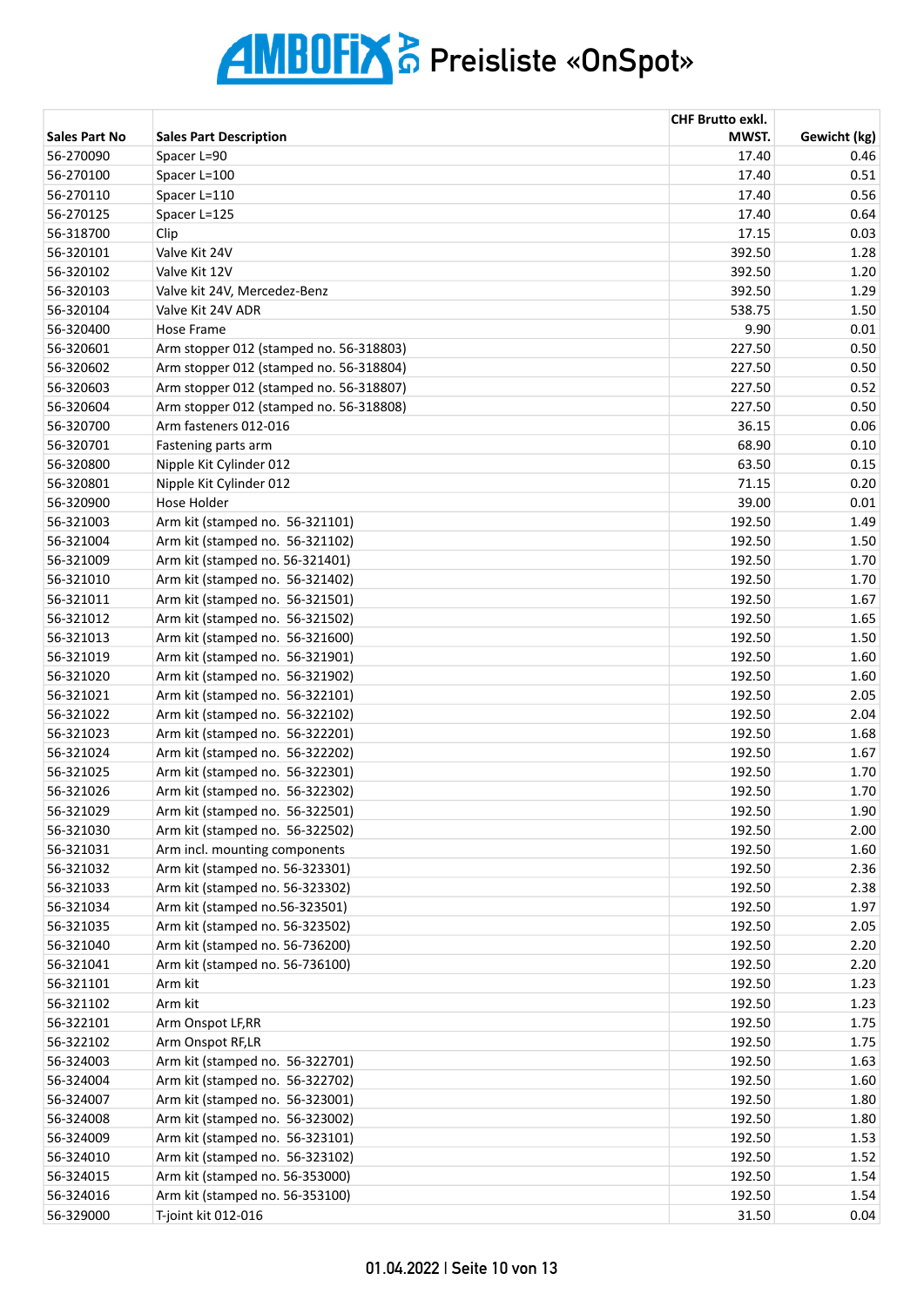# AMBOFIX AG Preisliste «OnSpot»

| Sales Part No | Sales Part Description | CHF Brutto exkl. MWST. | Gewicht (kg) |
|---|---|---|---|
| 56-270090 | Spacer L=90 | 17.40 | 0.46 |
| 56-270100 | Spacer L=100 | 17.40 | 0.51 |
| 56-270110 | Spacer L=110 | 17.40 | 0.56 |
| 56-270125 | Spacer L=125 | 17.40 | 0.64 |
| 56-318700 | Clip | 17.15 | 0.03 |
| 56-320101 | Valve Kit 24V | 392.50 | 1.28 |
| 56-320102 | Valve Kit 12V | 392.50 | 1.20 |
| 56-320103 | Valve kit 24V, Mercedez-Benz | 392.50 | 1.29 |
| 56-320104 | Valve Kit 24V ADR | 538.75 | 1.50 |
| 56-320400 | Hose Frame | 9.90 | 0.01 |
| 56-320601 | Arm stopper 012 (stamped no. 56-318803) | 227.50 | 0.50 |
| 56-320602 | Arm stopper 012 (stamped no. 56-318804) | 227.50 | 0.50 |
| 56-320603 | Arm stopper 012 (stamped no. 56-318807) | 227.50 | 0.52 |
| 56-320604 | Arm stopper 012 (stamped no. 56-318808) | 227.50 | 0.50 |
| 56-320700 | Arm fasteners 012-016 | 36.15 | 0.06 |
| 56-320701 | Fastening parts arm | 68.90 | 0.10 |
| 56-320800 | Nipple Kit Cylinder 012 | 63.50 | 0.15 |
| 56-320801 | Nipple Kit Cylinder 012 | 71.15 | 0.20 |
| 56-320900 | Hose Holder | 39.00 | 0.01 |
| 56-321003 | Arm kit (stamped no. 56-321101) | 192.50 | 1.49 |
| 56-321004 | Arm kit (stamped no. 56-321102) | 192.50 | 1.50 |
| 56-321009 | Arm kit (stamped no. 56-321401) | 192.50 | 1.70 |
| 56-321010 | Arm kit (stamped no. 56-321402) | 192.50 | 1.70 |
| 56-321011 | Arm kit (stamped no. 56-321501) | 192.50 | 1.67 |
| 56-321012 | Arm kit (stamped no. 56-321502) | 192.50 | 1.65 |
| 56-321013 | Arm kit (stamped no. 56-321600) | 192.50 | 1.50 |
| 56-321019 | Arm kit (stamped no. 56-321901) | 192.50 | 1.60 |
| 56-321020 | Arm kit (stamped no. 56-321902) | 192.50 | 1.60 |
| 56-321021 | Arm kit (stamped no. 56-322101) | 192.50 | 2.05 |
| 56-321022 | Arm kit (stamped no. 56-322102) | 192.50 | 2.04 |
| 56-321023 | Arm kit (stamped no. 56-322201) | 192.50 | 1.68 |
| 56-321024 | Arm kit (stamped no. 56-322202) | 192.50 | 1.67 |
| 56-321025 | Arm kit (stamped no. 56-322301) | 192.50 | 1.70 |
| 56-321026 | Arm kit (stamped no. 56-322302) | 192.50 | 1.70 |
| 56-321029 | Arm kit (stamped no. 56-322501) | 192.50 | 1.90 |
| 56-321030 | Arm kit (stamped no. 56-322502) | 192.50 | 2.00 |
| 56-321031 | Arm incl. mounting components | 192.50 | 1.60 |
| 56-321032 | Arm kit (stamped no. 56-323301) | 192.50 | 2.36 |
| 56-321033 | Arm kit (stamped no. 56-323302) | 192.50 | 2.38 |
| 56-321034 | Arm kit (stamped no.56-323501) | 192.50 | 1.97 |
| 56-321035 | Arm kit (stamped no. 56-323502) | 192.50 | 2.05 |
| 56-321040 | Arm kit (stamped no. 56-736200) | 192.50 | 2.20 |
| 56-321041 | Arm kit (stamped no. 56-736100) | 192.50 | 2.20 |
| 56-321101 | Arm kit | 192.50 | 1.23 |
| 56-321102 | Arm kit | 192.50 | 1.23 |
| 56-322101 | Arm Onspot LF,RR | 192.50 | 1.75 |
| 56-322102 | Arm Onspot RF,LR | 192.50 | 1.75 |
| 56-324003 | Arm kit (stamped no. 56-322701) | 192.50 | 1.63 |
| 56-324004 | Arm kit (stamped no. 56-322702) | 192.50 | 1.60 |
| 56-324007 | Arm kit (stamped no. 56-323001) | 192.50 | 1.80 |
| 56-324008 | Arm kit (stamped no. 56-323002) | 192.50 | 1.80 |
| 56-324009 | Arm kit (stamped no. 56-323101) | 192.50 | 1.53 |
| 56-324010 | Arm kit (stamped no. 56-323102) | 192.50 | 1.52 |
| 56-324015 | Arm kit (stamped no. 56-353000) | 192.50 | 1.54 |
| 56-324016 | Arm kit (stamped no. 56-353100) | 192.50 | 1.54 |
| 56-329000 | T-joint kit 012-016 | 31.50 | 0.04 |

01.04.2022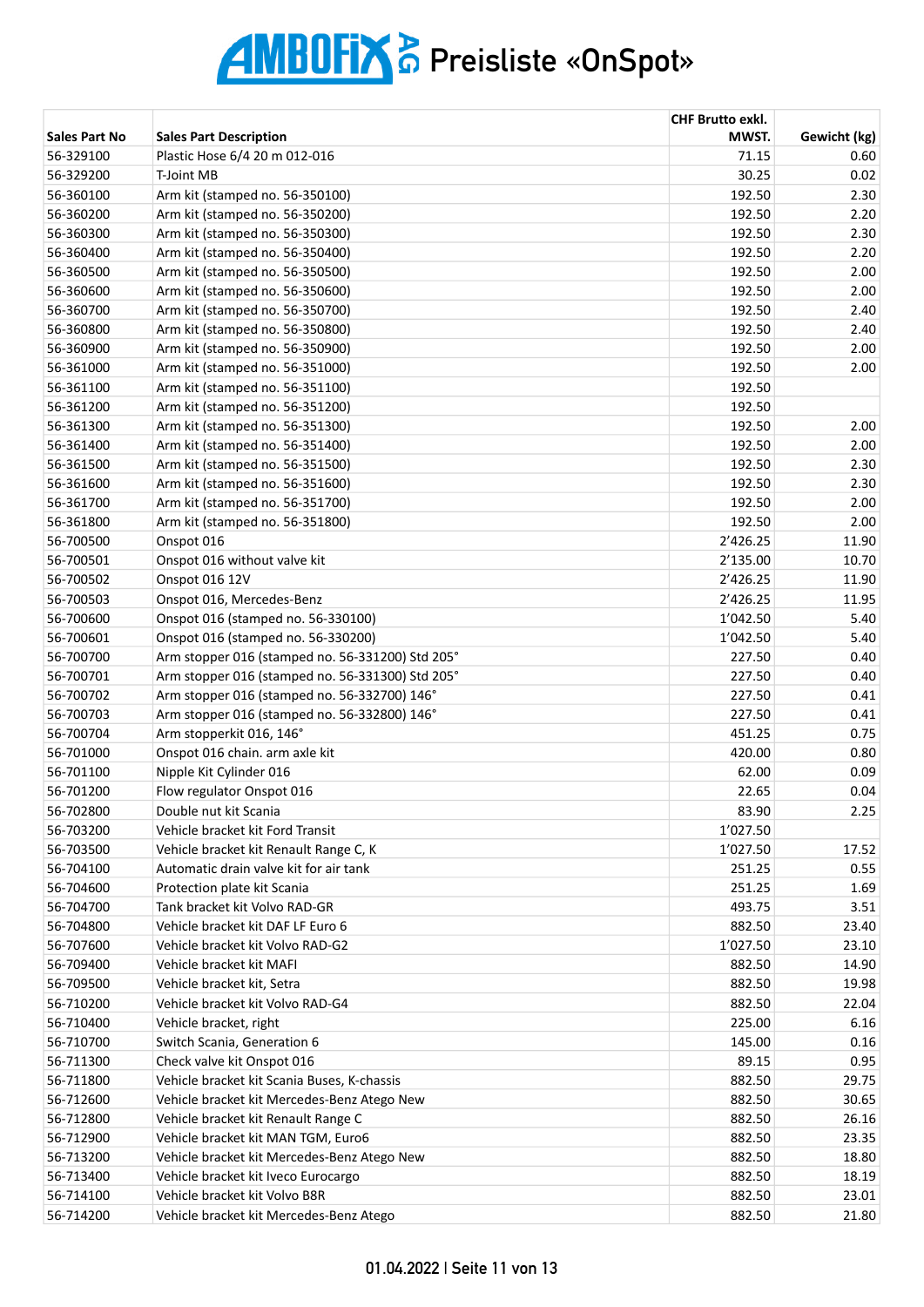# AMBOFIX AG Preisliste «OnSpot»

| Sales Part No | Sales Part Description | CHF Brutto exkl. MWST. | Gewicht (kg) |
|---|---|---|---|
| 56-329100 | Plastic Hose 6/4 20 m 012-016 | 71.15 | 0.60 |
| 56-329200 | T-Joint MB | 30.25 | 0.02 |
| 56-360100 | Arm kit (stamped no. 56-350100) | 192.50 | 2.30 |
| 56-360200 | Arm kit (stamped no. 56-350200) | 192.50 | 2.20 |
| 56-360300 | Arm kit (stamped no. 56-350300) | 192.50 | 2.30 |
| 56-360400 | Arm kit (stamped no. 56-350400) | 192.50 | 2.20 |
| 56-360500 | Arm kit (stamped no. 56-350500) | 192.50 | 2.00 |
| 56-360600 | Arm kit (stamped no. 56-350600) | 192.50 | 2.00 |
| 56-360700 | Arm kit (stamped no. 56-350700) | 192.50 | 2.40 |
| 56-360800 | Arm kit (stamped no. 56-350800) | 192.50 | 2.40 |
| 56-360900 | Arm kit (stamped no. 56-350900) | 192.50 | 2.00 |
| 56-361000 | Arm kit (stamped no. 56-351000) | 192.50 | 2.00 |
| 56-361100 | Arm kit (stamped no. 56-351100) | 192.50 | |
| 56-361200 | Arm kit (stamped no. 56-351200) | 192.50 | |
| 56-361300 | Arm kit (stamped no. 56-351300) | 192.50 | 2.00 |
| 56-361400 | Arm kit (stamped no. 56-351400) | 192.50 | 2.00 |
| 56-361500 | Arm kit (stamped no. 56-351500) | 192.50 | 2.30 |
| 56-361600 | Arm kit (stamped no. 56-351600) | 192.50 | 2.30 |
| 56-361700 | Arm kit (stamped no. 56-351700) | 192.50 | 2.00 |
| 56-361800 | Arm kit (stamped no. 56-351800) | 192.50 | 2.00 |
| 56-700500 | Onspot 016 | 2’426.25 | 11.90 |
| 56-700501 | Onspot 016 without valve kit | 2’135.00 | 10.70 |
| 56-700502 | Onspot 016 12V | 2’426.25 | 11.90 |
| 56-700503 | Onspot 016, Mercedes-Benz | 2’426.25 | 11.95 |
| 56-700600 | Onspot 016 (stamped no. 56-330100) | 1’042.50 | 5.40 |
| 56-700601 | Onspot 016 (stamped no. 56-330200) | 1’042.50 | 5.40 |
| 56-700700 | Arm stopper 016 (stamped no. 56-331200) Std 205° | 227.50 | 0.40 |
| 56-700701 | Arm stopper 016 (stamped no. 56-331300) Std 205° | 227.50 | 0.40 |
| 56-700702 | Arm stopper 016 (stamped no. 56-332700) 146° | 227.50 | 0.41 |
| 56-700703 | Arm stopper 016 (stamped no. 56-332800) 146° | 227.50 | 0.41 |
| 56-700704 | Arm stopperkit 016, 146° | 451.25 | 0.75 |
| 56-701000 | Onspot 016 chain. arm axle kit | 420.00 | 0.80 |
| 56-701100 | Nipple Kit Cylinder 016 | 62.00 | 0.09 |
| 56-701200 | Flow regulator Onspot 016 | 22.65 | 0.04 |
| 56-702800 | Double nut kit Scania | 83.90 | 2.25 |
| 56-703200 | Vehicle bracket kit Ford Transit | 1’027.50 | |
| 56-703500 | Vehicle bracket kit Renault Range C, K | 1’027.50 | 17.52 |
| 56-704100 | Automatic drain valve kit for air tank | 251.25 | 0.55 |
| 56-704600 | Protection plate kit Scania | 251.25 | 1.69 |
| 56-704700 | Tank bracket kit Volvo RAD-GR | 493.75 | 3.51 |
| 56-704800 | Vehicle bracket kit DAF LF Euro 6 | 882.50 | 23.40 |
| 56-707600 | Vehicle bracket kit Volvo RAD-G2 | 1’027.50 | 23.10 |
| 56-709400 | Vehicle bracket kit MAFI | 882.50 | 14.90 |
| 56-709500 | Vehicle bracket kit, Setra | 882.50 | 19.98 |
| 56-710200 | Vehicle bracket kit Volvo RAD-G4 | 882.50 | 22.04 |
| 56-710400 | Vehicle bracket, right | 225.00 | 6.16 |
| 56-710700 | Switch Scania, Generation 6 | 145.00 | 0.16 |
| 56-711300 | Check valve kit Onspot 016 | 89.15 | 0.95 |
| 56-711800 | Vehicle bracket kit Scania Buses, K-chassis | 882.50 | 29.75 |
| 56-712600 | Vehicle bracket kit Mercedes-Benz Atego New | 882.50 | 30.65 |
| 56-712800 | Vehicle bracket kit Renault Range C | 882.50 | 26.16 |
| 56-712900 | Vehicle bracket kit MAN TGM, Euro6 | 882.50 | 23.35 |
| 56-713200 | Vehicle bracket kit Mercedes-Benz Atego New | 882.50 | 18.80 |
| 56-713400 | Vehicle bracket kit Iveco Eurocargo | 882.50 | 18.19 |
| 56-714100 | Vehicle bracket kit Volvo B8R | 882.50 | 23.01 |
| 56-714200 | Vehicle bracket kit Mercedes-Benz Atego | 882.50 | 21.80 |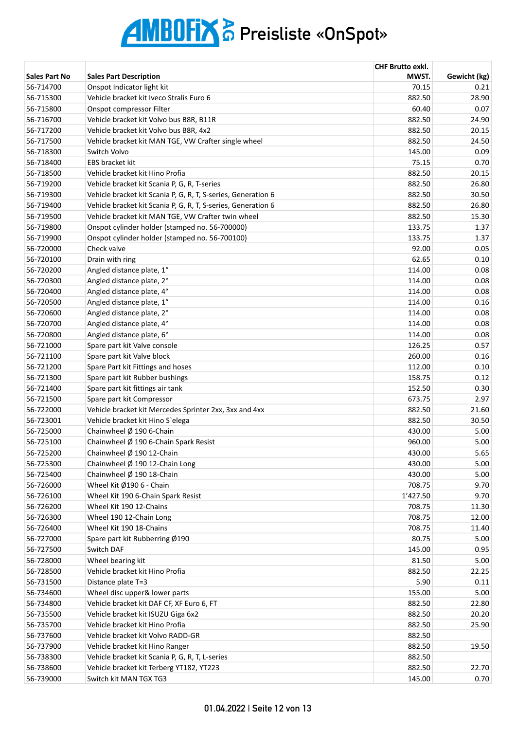# AMBOFIX AG Preisliste «OnSpot»

| Sales Part No | Sales Part Description | CHF Brutto exkl. MWST. | Gewicht (kg) |
|---|---|---|---|
| 56-714700 | Onspot Indicator light kit | 70.15 | 0.21 |
| 56-715300 | Vehicle bracket kit Iveco Stralis Euro 6 | 882.50 | 28.90 |
| 56-715800 | Onspot compressor Filter | 60.40 | 0.07 |
| 56-716700 | Vehicle bracket kit Volvo bus B8R, B11R | 882.50 | 24.90 |
| 56-717200 | Vehicle bracket kit Volvo bus B8R, 4x2 | 882.50 | 20.15 |
| 56-717500 | Vehicle bracket kit MAN TGE, VW Crafter single wheel | 882.50 | 24.50 |
| 56-718300 | Switch Volvo | 145.00 | 0.09 |
| 56-718400 | EBS bracket kit | 75.15 | 0.70 |
| 56-718500 | Vehicle bracket kit Hino Profia | 882.50 | 20.15 |
| 56-719200 | Vehicle bracket kit Scania P, G, R, T-series | 882.50 | 26.80 |
| 56-719300 | Vehicle bracket kit Scania P, G, R, T, S-series, Generation 6 | 882.50 | 30.50 |
| 56-719400 | Vehicle bracket kit Scania P, G, R, T, S-series, Generation 6 | 882.50 | 26.80 |
| 56-719500 | Vehicle bracket kit MAN TGE, VW Crafter twin wheel | 882.50 | 15.30 |
| 56-719800 | Onspot cylinder holder (stamped no. 56-700000) | 133.75 | 1.37 |
| 56-719900 | Onspot cylinder holder (stamped no. 56-700100) | 133.75 | 1.37 |
| 56-720000 | Check valve | 92.00 | 0.05 |
| 56-720100 | Drain with ring | 62.65 | 0.10 |
| 56-720200 | Angled distance plate, 1° | 114.00 | 0.08 |
| 56-720300 | Angled distance plate, 2° | 114.00 | 0.08 |
| 56-720400 | Angled distance plate, 4° | 114.00 | 0.08 |
| 56-720500 | Angled distance plate, 1° | 114.00 | 0.16 |
| 56-720600 | Angled distance plate, 2° | 114.00 | 0.08 |
| 56-720700 | Angled distance plate, 4° | 114.00 | 0.08 |
| 56-720800 | Angled distance plate, 6° | 114.00 | 0.08 |
| 56-721000 | Spare part kit Valve console | 126.25 | 0.57 |
| 56-721100 | Spare part kit Valve block | 260.00 | 0.16 |
| 56-721200 | Spare Part kit Fittings and hoses | 112.00 | 0.10 |
| 56-721300 | Spare part kit Rubber bushings | 158.75 | 0.12 |
| 56-721400 | Spare part kit fittings air tank | 152.50 | 0.30 |
| 56-721500 | Spare part kit Compressor | 673.75 | 2.97 |
| 56-722000 | Vehicle bracket kit Mercedes Sprinter 2xx, 3xx and 4xx | 882.50 | 21.60 |
| 56-723001 | Vehicle bracket kit Hino S`elega | 882.50 | 30.50 |
| 56-725000 | Chainwheel Ø 190 6-Chain | 430.00 | 5.00 |
| 56-725100 | Chainwheel Ø 190 6-Chain Spark Resist | 960.00 | 5.00 |
| 56-725200 | Chainwheel Ø 190 12-Chain | 430.00 | 5.65 |
| 56-725300 | Chainwheel Ø 190 12-Chain Long | 430.00 | 5.00 |
| 56-725400 | Chainwheel Ø 190 18-Chain | 430.00 | 5.00 |
| 56-726000 | Wheel Kit Ø190 6 - Chain | 708.75 | 9.70 |
| 56-726100 | Wheel Kit 190 6-Chain Spark Resist | 1'427.50 | 9.70 |
| 56-726200 | Wheel Kit 190 12-Chains | 708.75 | 11.30 |
| 56-726300 | Wheel 190 12-Chain Long | 708.75 | 12.00 |
| 56-726400 | Wheel Kit 190 18-Chains | 708.75 | 11.40 |
| 56-727000 | Spare part kit Rubberring Ø190 | 80.75 | 5.00 |
| 56-727500 | Switch DAF | 145.00 | 0.95 |
| 56-728000 | Wheel bearing kit | 81.50 | 5.00 |
| 56-728500 | Vehicle bracket kit Hino Profia | 882.50 | 22.25 |
| 56-731500 | Distance plate T=3 | 5.90 | 0.11 |
| 56-734600 | Wheel disc upper& lower parts | 155.00 | 5.00 |
| 56-734800 | Vehicle bracket kit DAF CF, XF Euro 6, FT | 882.50 | 22.80 |
| 56-735500 | Vehicle bracket kit ISUZU Giga 6x2 | 882.50 | 20.20 |
| 56-735700 | Vehicle bracket kit Hino Profia | 882.50 | 25.90 |
| 56-737600 | Vehicle bracket kit Volvo RADD-GR | 882.50 | |
| 56-737900 | Vehicle bracket kit Hino Ranger | 882.50 | 19.50 |
| 56-738300 | Vehicle bracket kit Scania P, G, R, T, L-series | 882.50 | |
| 56-738600 | Vehicle bracket kit Terberg YT182, YT223 | 882.50 | 22.70 |
| 56-739000 | Switch kit MAN TGX TG3 | 145.00 | 0.70 |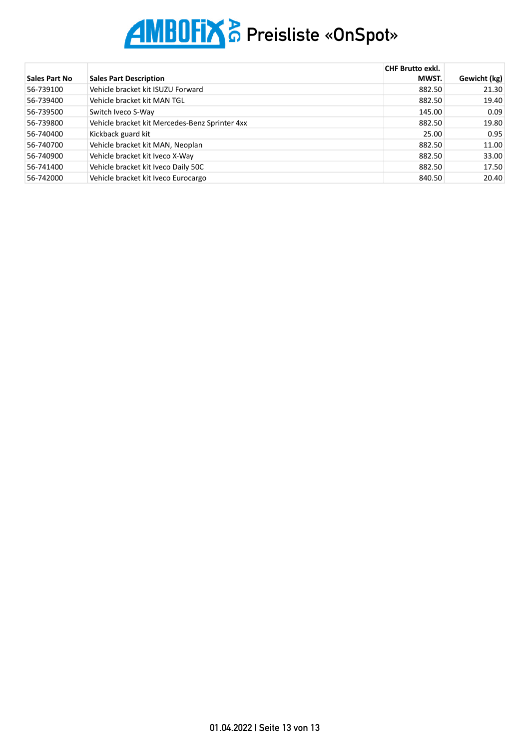# AMBOFIX AG Preisliste «OnSpot»

| Sales Part No | Sales Part Description | CHF Brutto exkl. MWST. | Gewicht (kg) |
|---|---|---|---|
| 56-739100 | Vehicle bracket kit ISUZU Forward | 882.50 | 21.30 |
| 56-739400 | Vehicle bracket kit MAN TGL | 882.50 | 19.40 |
| 56-739500 | Switch Iveco S-Way | 145.00 | 0.09 |
| 56-739800 | Vehicle bracket kit Mercedes-Benz Sprinter 4xx | 882.50 | 19.80 |
| 56-740400 | Kickback guard kit | 25.00 | 0.95 |
| 56-740700 | Vehicle bracket kit MAN, Neoplan | 882.50 | 11.00 |
| 56-740900 | Vehicle bracket kit Iveco X-Way | 882.50 | 33.00 |
| 56-741400 | Vehicle bracket kit Iveco Daily 50C | 882.50 | 17.50 |
| 56-742000 | Vehicle bracket kit Iveco Eurocargo | 840.50 | 20.40 |